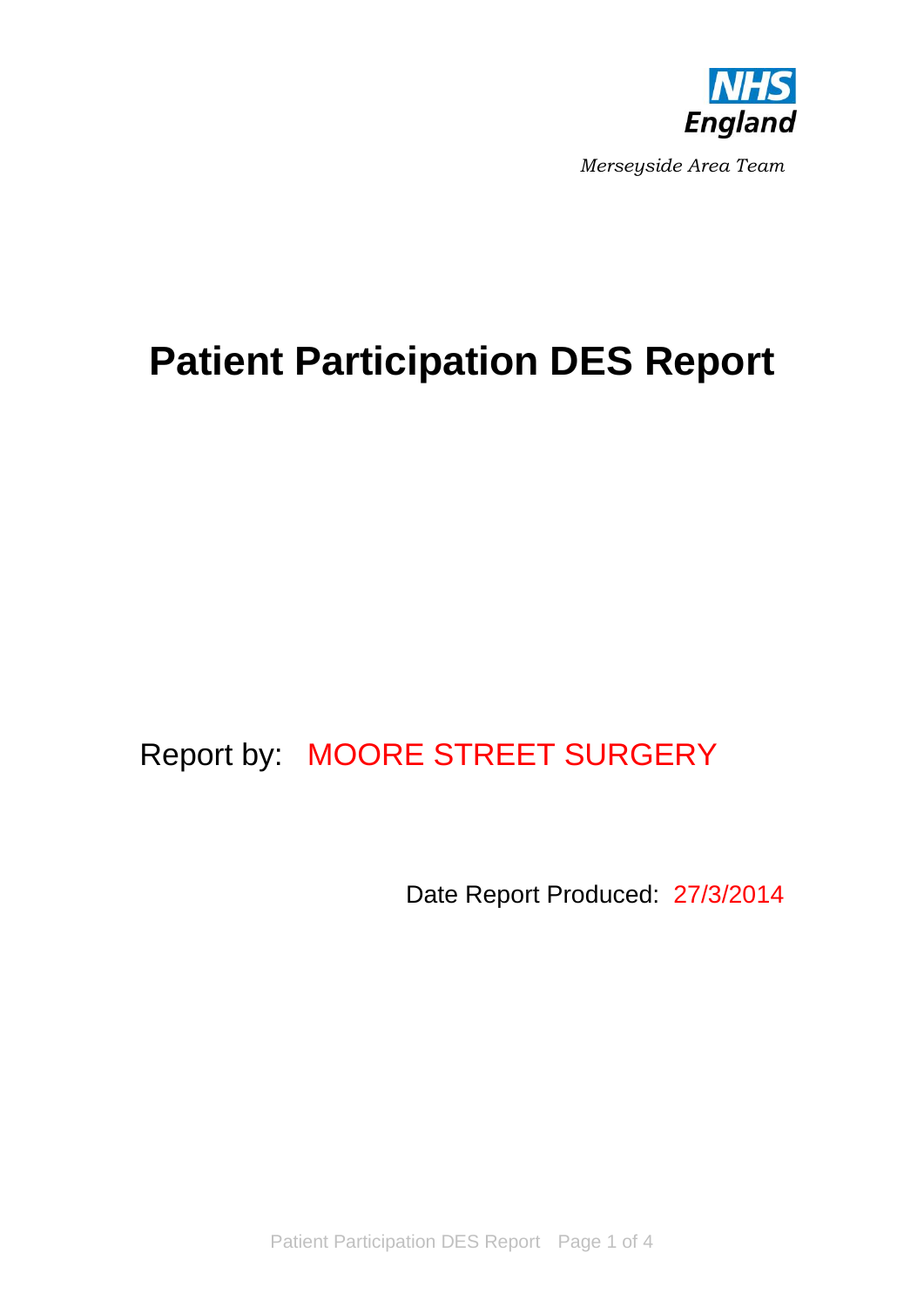NHS England

*Merseyside Area Team*

# Patient Participation DES Report

Report by: MOORE STREET SURGERY

Date Report Produced: 27/3/2014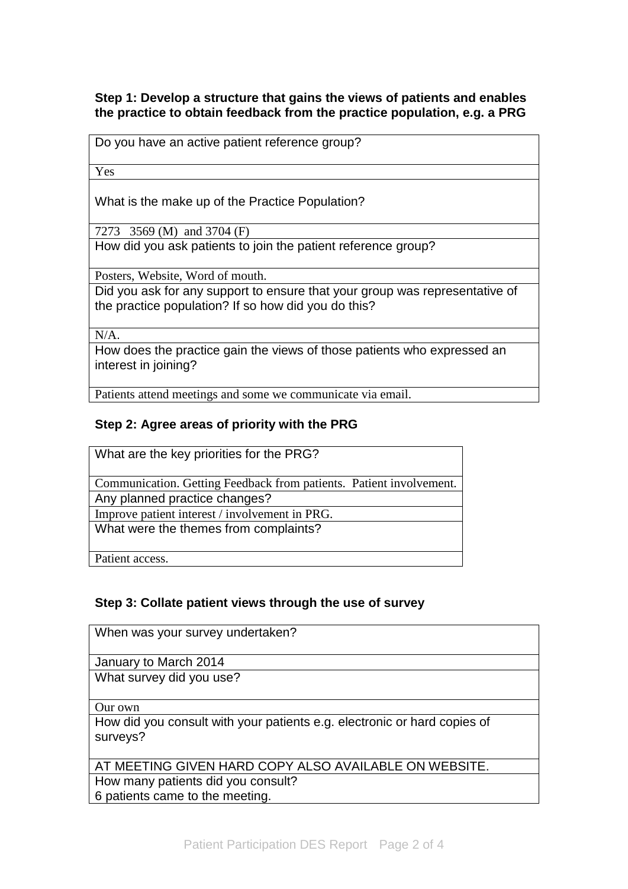**Step 1: Develop a structure that gains the views of patients and enables the practice to obtain feedback from the practice population, e.g. a PRG**

| Do you have an active patient reference group? |
|---|
| Yes |
| What is the make up of the Practice Population? |
| 7273 3569 (M) and 3704 (F) |
| How did you ask patients to join the patient reference group? |
| Posters, Website, Word of mouth. |
| Did you ask for any support to ensure that your group was representative of the practice population? If so how did you do this? |
| N/A. |
| How does the practice gain the views of those patients who expressed an interest in joining? |
| Patients attend meetings and some we communicate via email. |

**Step 2: Agree areas of priority with the PRG**

| What are the key priorities for the PRG? |
|---|
| Communication. Getting Feedback from patients. Patient involvement. |
| Any planned practice changes? |
| Improve patient interest / involvement in PRG. |
| What were the themes from complaints? |
| Patient access. |

**Step 3: Collate patient views through the use of survey**

| When was your survey undertaken? |
|---|
| January to March 2014 |
| What survey did you use? |
| Our own |
| How did you consult with your patients e.g. electronic or hard copies of surveys? |
| AT MEETING GIVEN HARD COPY ALSO AVAILABLE ON WEBSITE. |
| How many patients did you consult?<br>6 patients came to the meeting. |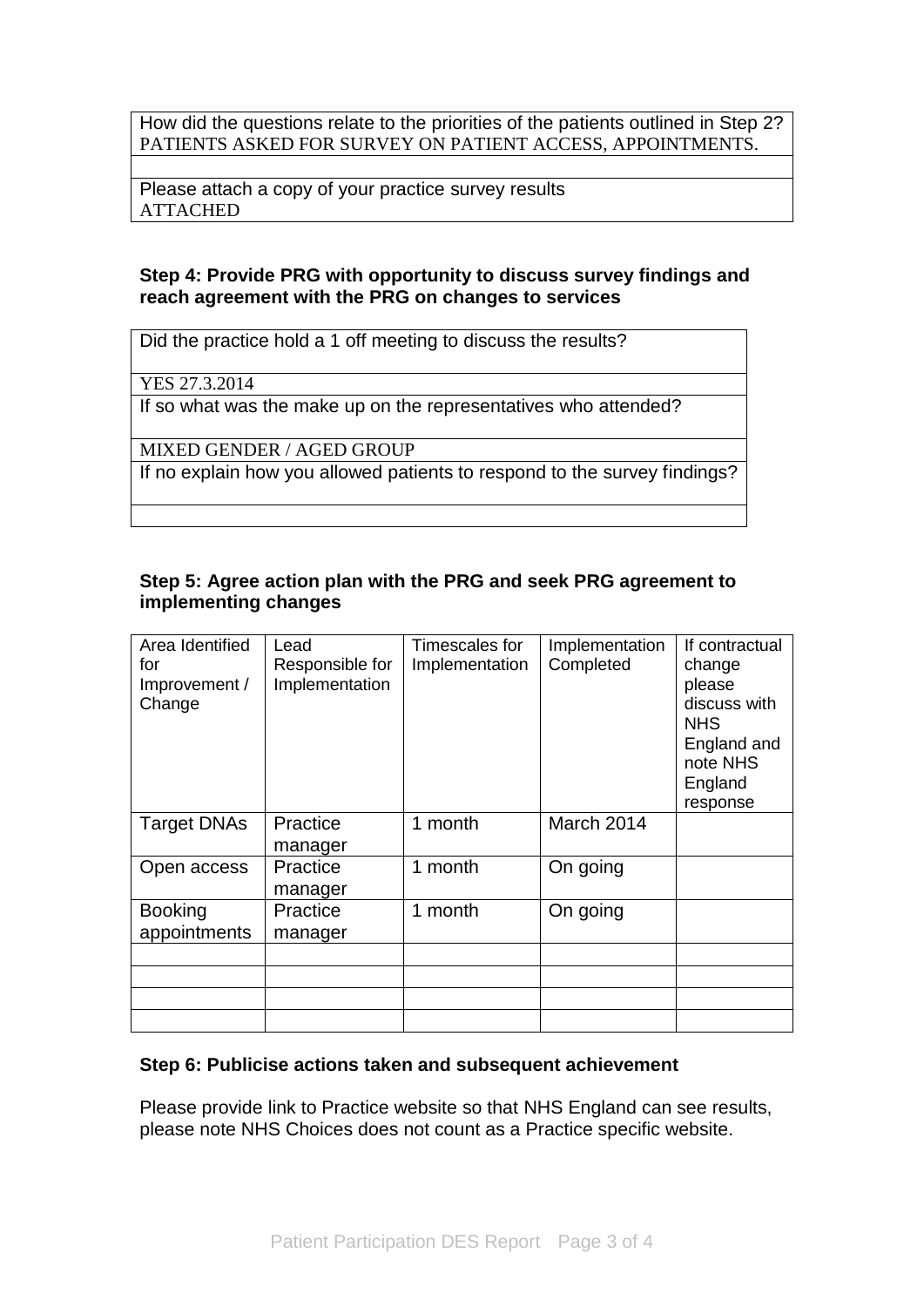| How did the questions relate to the priorities of the patients outlined in Step 2? |
| --- |
| PATIENTS ASKED FOR SURVEY ON PATIENT ACCESS, APPOINTMENTS. |
| |
| Please attach a copy of your practice survey results |
| ATTACHED |

**Step 4: Provide PRG with opportunity to discuss survey findings and reach agreement with the PRG on changes to services**

| Did the practice hold a 1 off meeting to discuss the results? |
| --- |
| YES 27.3.2014 |
| If so what was the make up on the representatives who attended? |
| MIXED GENDER / AGED GROUP |
| If no explain how you allowed patients to respond to the survey findings? |
| |

**Step 5: Agree action plan with the PRG and seek PRG agreement to implementing changes**

| Area Identified for Improvement / Change | Lead Responsible for Implementation | Timescales for Implementation | Implementation Completed | If contractual change please discuss with NHS England and note NHS England response |
| --- | --- | --- | --- | --- |
| Target DNAs | Practice manager | 1 month | March 2014 | |
| Open access | Practice manager | 1 month | On going | |
| Booking appointments | Practice manager | 1 month | On going | |
| | | | | |
| | | | | |
| | | | | |
| | | | | |

**Step 6: Publicise actions taken and subsequent achievement**

Please provide link to Practice website so that NHS England can see results, please note NHS Choices does not count as a Practice specific website.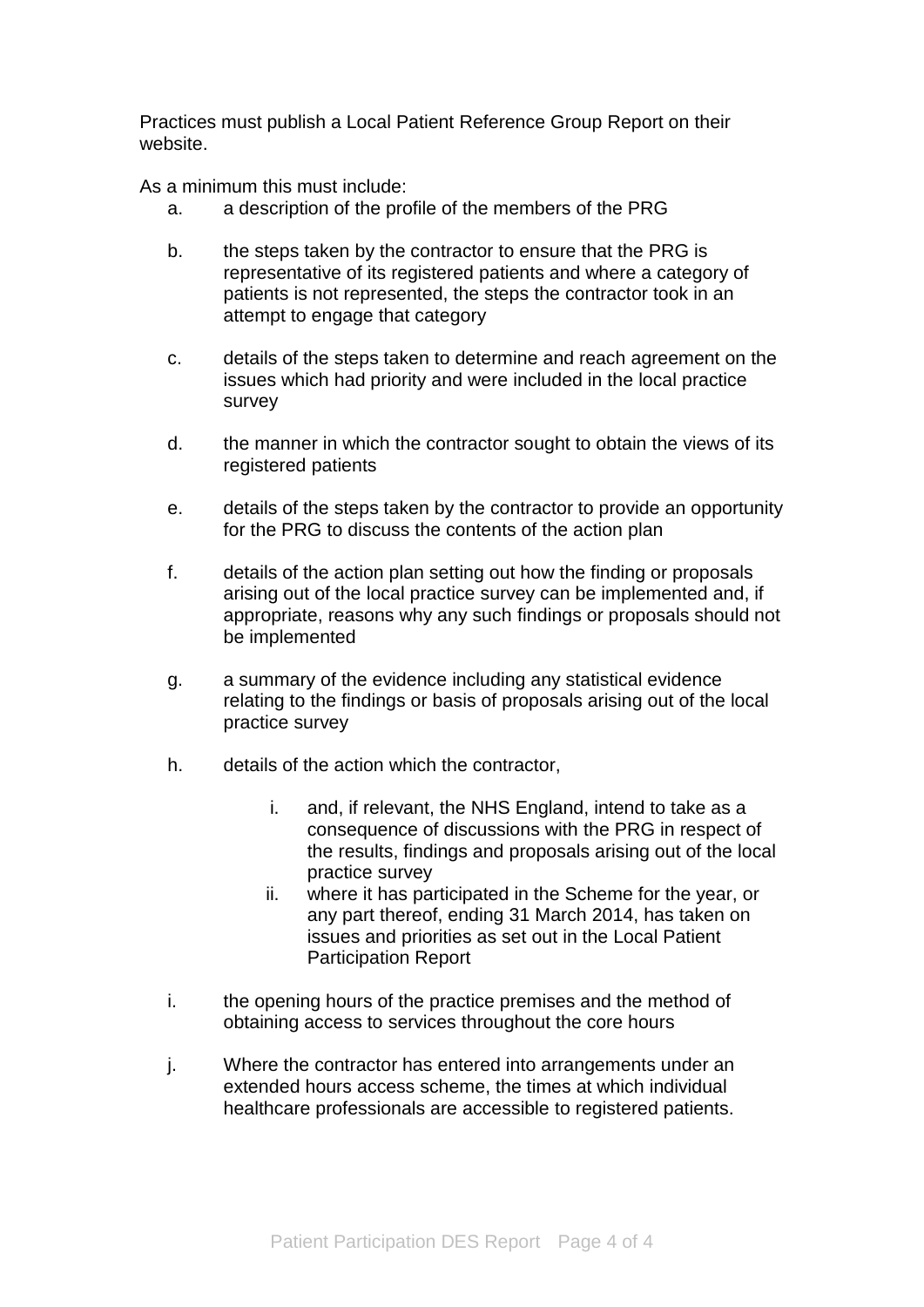Practices must publish a Local Patient Reference Group Report on their website.

As a minimum this must include:

a. a description of the profile of the members of the PRG

b. the steps taken by the contractor to ensure that the PRG is representative of its registered patients and where a category of patients is not represented, the steps the contractor took in an attempt to engage that category

c. details of the steps taken to determine and reach agreement on the issues which had priority and were included in the local practice survey

d. the manner in which the contractor sought to obtain the views of its registered patients

e. details of the steps taken by the contractor to provide an opportunity for the PRG to discuss the contents of the action plan

f. details of the action plan setting out how the finding or proposals arising out of the local practice survey can be implemented and, if appropriate, reasons why any such findings or proposals should not be implemented

g. a summary of the evidence including any statistical evidence relating to the findings or basis of proposals arising out of the local practice survey

h. details of the action which the contractor,

   i. and, if relevant, the NHS England, intend to take as a consequence of discussions with the PRG in respect of the results, findings and proposals arising out of the local practice survey
   ii. where it has participated in the Scheme for the year, or any part thereof, ending 31 March 2014, has taken on issues and priorities as set out in the Local Patient Participation Report

i. the opening hours of the practice premises and the method of obtaining access to services throughout the core hours

j. Where the contractor has entered into arrangements under an extended hours access scheme, the times at which individual healthcare professionals are accessible to registered patients.